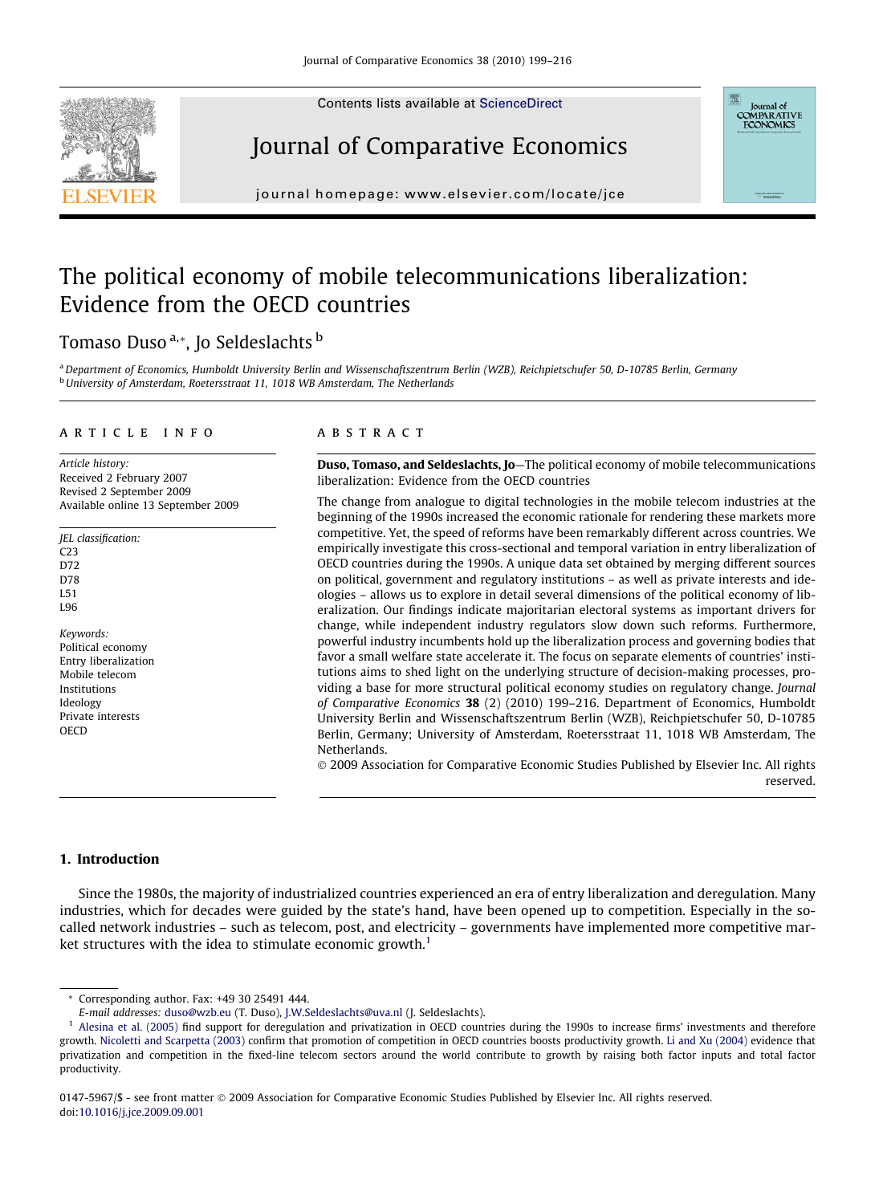# The political economy of mobile telecommunications liberalization: Evidence from the OECD countries

Tomaso Duso[a,*], Jo Seldeslachts[b]

[a] Department of Economics, Humboldt University Berlin and Wissenschaftszentrum Berlin (WZB), Reichpietschufer 50, D-10785 Berlin, Germany
[b] University of Amsterdam, Roetersstraat 11, 1018 WB Amsterdam, The Netherlands

## ARTICLE INFO

*Article history:*
Received 2 February 2007
Revised 2 September 2009
Available online 13 September 2009

*JEL classification:*
C23
D72
D78
L51
L96

*Keywords:*
Political economy
Entry liberalization
Mobile telecom
Institutions
Ideology
Private interests
OECD

## ABSTRACT

**Duso, Tomaso, and Seldeslachts, Jo**—The political economy of mobile telecommunications liberalization: Evidence from the OECD countries

The change from analogue to digital technologies in the mobile telecom industries at the beginning of the 1990s increased the economic rationale for rendering these markets more competitive. Yet, the speed of reforms have been remarkably different across countries. We empirically investigate this cross-sectional and temporal variation in entry liberalization of OECD countries during the 1990s. A unique data set obtained by merging different sources on political, government and regulatory institutions – as well as private interests and ideologies – allows us to explore in detail several dimensions of the political economy of liberalization. Our findings indicate majoritarian electoral systems as important drivers for change, while independent industry regulators slow down such reforms. Furthermore, powerful industry incumbents hold up the liberalization process and governing bodies that favor a small welfare state accelerate it. The focus on separate elements of countries' institutions aims to shed light on the underlying structure of decision-making processes, providing a base for more structural political economy studies on regulatory change. *Journal of Comparative Economics* **38** (2) (2010) 199–216. Department of Economics, Humboldt University Berlin and Wissenschaftszentrum Berlin (WZB), Reichpietschufer 50, D-10785 Berlin, Germany; University of Amsterdam, Roetersstraat 11, 1018 WB Amsterdam, The Netherlands.

© 2009 Association for Comparative Economic Studies Published by Elsevier Inc. All rights reserved.

## 1. Introduction

Since the 1980s, the majority of industrialized countries experienced an era of entry liberalization and deregulation. Many industries, which for decades were guided by the state's hand, have been opened up to competition. Especially in the so-called network industries – such as telecom, post, and electricity – governments have implemented more competitive market structures with the idea to stimulate economic growth.[1]

---

* Corresponding author. Fax: +49 30 25491 444.
*E-mail addresses:* duso@wzb.eu (T. Duso), J.W.Seldeslachts@uva.nl (J. Seldeslachts).

[1] Alesina et al. (2005) find support for deregulation and privatization in OECD countries during the 1990s to increase firms' investments and therefore growth. Nicoletti and Scarpetta (2003) confirm that promotion of competition in OECD countries boosts productivity growth. Li and Xu (2004) evidence that privatization and competition in the fixed-line telecom sectors around the world contribute to growth by raising both factor inputs and total factor productivity.

0147-5967/$ - see front matter © 2009 Association for Comparative Economic Studies Published by Elsevier Inc. All rights reserved.
doi:10.1016/j.jce.2009.09.001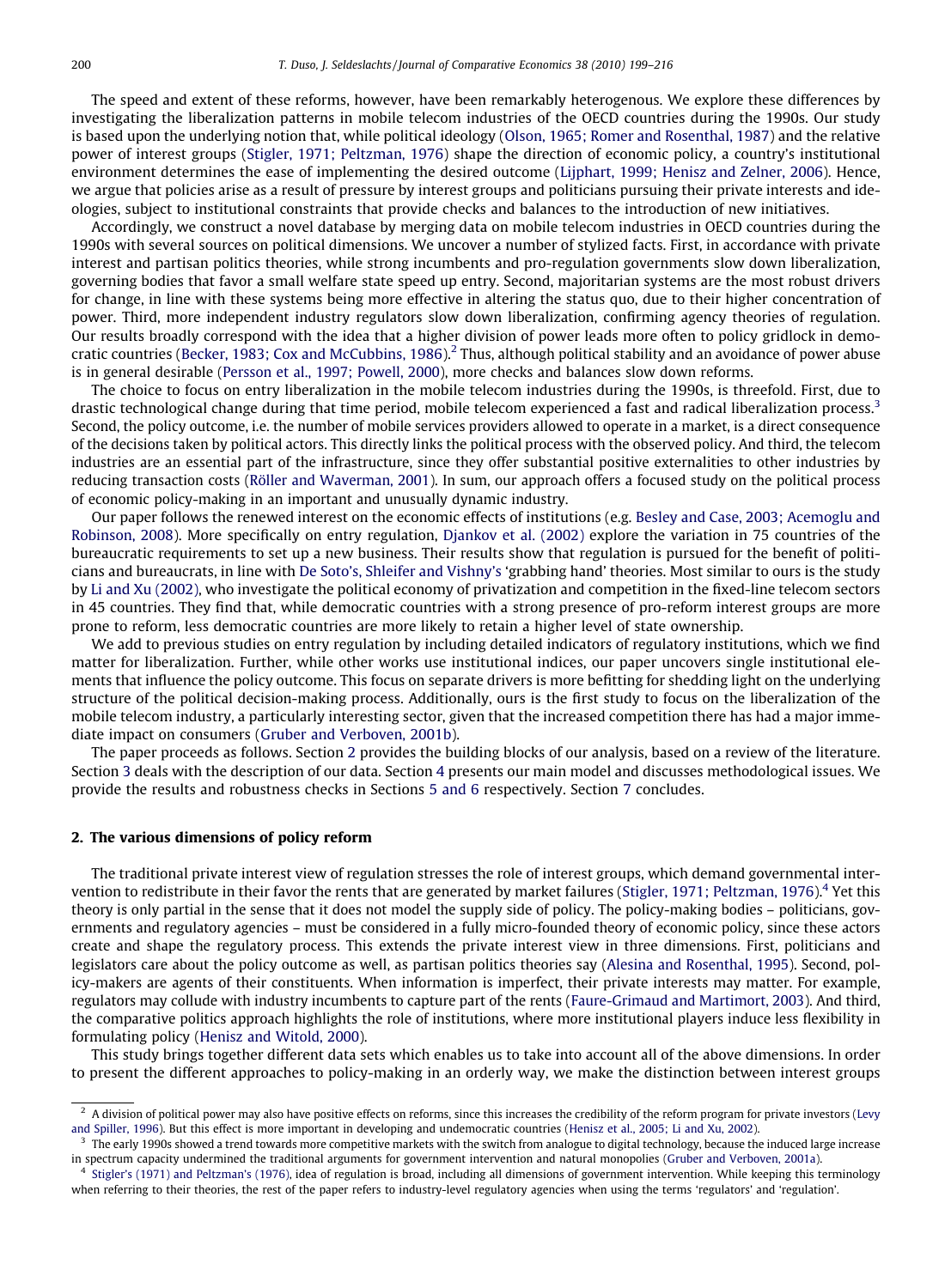The speed and extent of these reforms, however, have been remarkably heterogenous. We explore these differences by investigating the liberalization patterns in mobile telecom industries of the OECD countries during the 1990s. Our study is based upon the underlying notion that, while political ideology (Olson, 1965; Romer and Rosenthal, 1987) and the relative power of interest groups (Stigler, 1971; Peltzman, 1976) shape the direction of economic policy, a country's institutional environment determines the ease of implementing the desired outcome (Lijphart, 1999; Henisz and Zelner, 2006). Hence, we argue that policies arise as a result of pressure by interest groups and politicians pursuing their private interests and ideologies, subject to institutional constraints that provide checks and balances to the introduction of new initiatives.

Accordingly, we construct a novel database by merging data on mobile telecom industries in OECD countries during the 1990s with several sources on political dimensions. We uncover a number of stylized facts. First, in accordance with private interest and partisan politics theories, while strong incumbents and pro-regulation governments slow down liberalization, governing bodies that favor a small welfare state speed up entry. Second, majoritarian systems are the most robust drivers for change, in line with these systems being more effective in altering the status quo, due to their higher concentration of power. Third, more independent industry regulators slow down liberalization, confirming agency theories of regulation. Our results broadly correspond with the idea that a higher division of power leads more often to policy gridlock in democratic countries (Becker, 1983; Cox and McCubbins, 1986).[2] Thus, although political stability and an avoidance of power abuse is in general desirable (Persson et al., 1997; Powell, 2000), more checks and balances slow down reforms.

The choice to focus on entry liberalization in the mobile telecom industries during the 1990s, is threefold. First, due to drastic technological change during that time period, mobile telecom experienced a fast and radical liberalization process.[3] Second, the policy outcome, i.e. the number of mobile services providers allowed to operate in a market, is a direct consequence of the decisions taken by political actors. This directly links the political process with the observed policy. And third, the telecom industries are an essential part of the infrastructure, since they offer substantial positive externalities to other industries by reducing transaction costs (Röller and Waverman, 2001). In sum, our approach offers a focused study on the political process of economic policy-making in an important and unusually dynamic industry.

Our paper follows the renewed interest on the economic effects of institutions (e.g. Besley and Case, 2003; Acemoglu and Robinson, 2008). More specifically on entry regulation, Djankov et al. (2002) explore the variation in 75 countries of the bureaucratic requirements to set up a new business. Their results show that regulation is pursued for the benefit of politicians and bureaucrats, in line with De Soto's, Shleifer and Vishny's 'grabbing hand' theories. Most similar to ours is the study by Li and Xu (2002), who investigate the political economy of privatization and competition in the fixed-line telecom sectors in 45 countries. They find that, while democratic countries with a strong presence of pro-reform interest groups are more prone to reform, less democratic countries are more likely to retain a higher level of state ownership.

We add to previous studies on entry regulation by including detailed indicators of regulatory institutions, which we find matter for liberalization. Further, while other works use institutional indices, our paper uncovers single institutional elements that influence the policy outcome. This focus on separate drivers is more befitting for shedding light on the underlying structure of the political decision-making process. Additionally, ours is the first study to focus on the liberalization of the mobile telecom industry, a particularly interesting sector, given that the increased competition there has had a major immediate impact on consumers (Gruber and Verboven, 2001b).

The paper proceeds as follows. Section 2 provides the building blocks of our analysis, based on a review of the literature. Section 3 deals with the description of our data. Section 4 presents our main model and discusses methodological issues. We provide the results and robustness checks in Sections 5 and 6 respectively. Section 7 concludes.

## 2. The various dimensions of policy reform

The traditional private interest view of regulation stresses the role of interest groups, which demand governmental intervention to redistribute in their favor the rents that are generated by market failures (Stigler, 1971; Peltzman, 1976).[4] Yet this theory is only partial in the sense that it does not model the supply side of policy. The policy-making bodies – politicians, governments and regulatory agencies – must be considered in a fully micro-founded theory of economic policy, since these actors create and shape the regulatory process. This extends the private interest view in three dimensions. First, politicians and legislators care about the policy outcome as well, as partisan politics theories say (Alesina and Rosenthal, 1995). Second, policy-makers are agents of their constituents. When information is imperfect, their private interests may matter. For example, regulators may collude with industry incumbents to capture part of the rents (Faure-Grimaud and Martimort, 2003). And third, the comparative politics approach highlights the role of institutions, where more institutional players induce less flexibility in formulating policy (Henisz and Witold, 2000).

This study brings together different data sets which enables us to take into account all of the above dimensions. In order to present the different approaches to policy-making in an orderly way, we make the distinction between interest groups

---

[2] A division of political power may also have positive effects on reforms, since this increases the credibility of the reform program for private investors (Levy and Spiller, 1996). But this effect is more important in developing and undemocratic countries (Henisz et al., 2005; Li and Xu, 2002).

[3] The early 1990s showed a trend towards more competitive markets with the switch from analogue to digital technology, because the induced large increase in spectrum capacity undermined the traditional arguments for government intervention and natural monopolies (Gruber and Verboven, 2001a).

[4] Stigler's (1971) and Peltzman's (1976), idea of regulation is broad, including all dimensions of government intervention. While keeping this terminology when referring to their theories, the rest of the paper refers to industry-level regulatory agencies when using the terms 'regulators' and 'regulation'.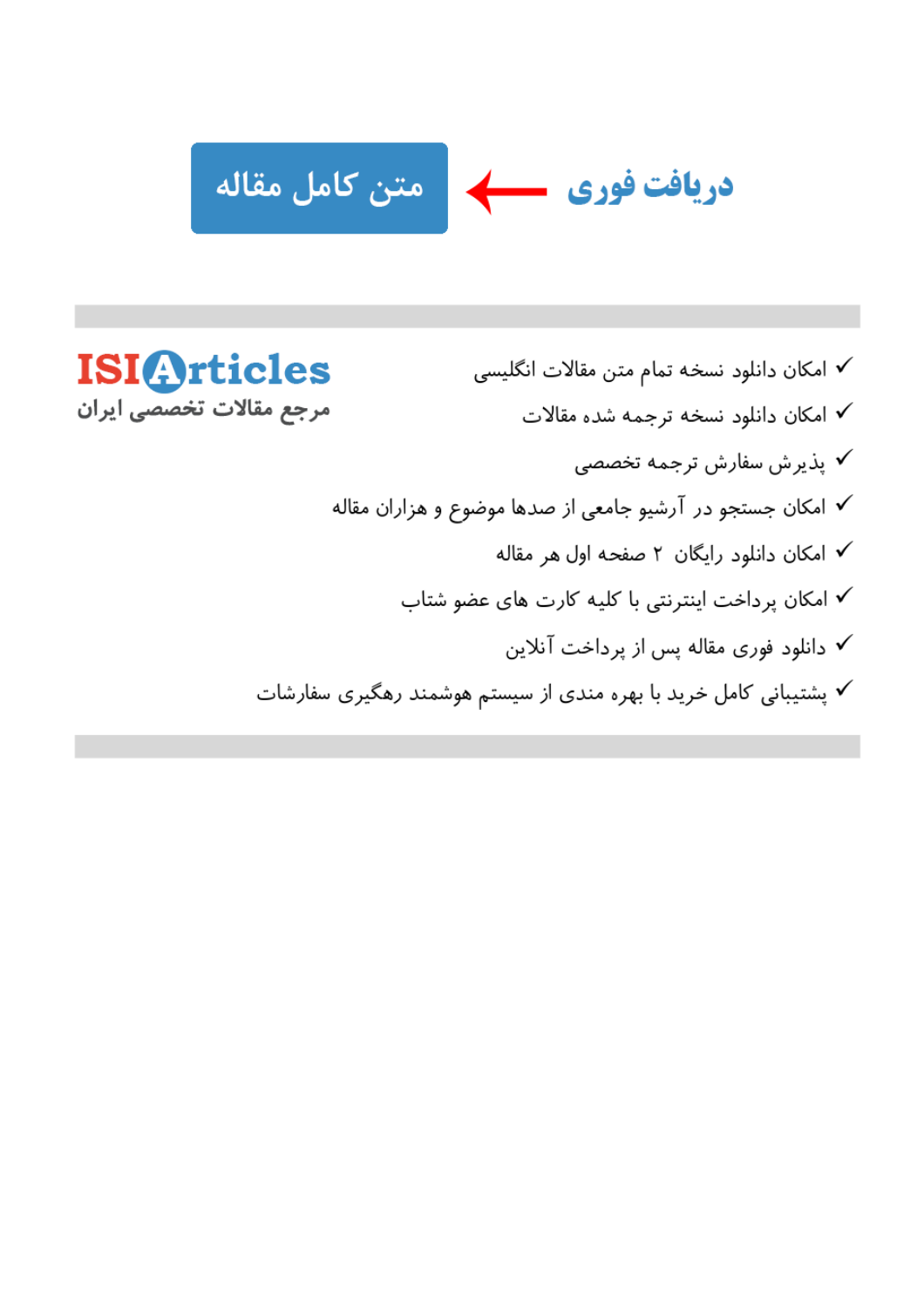دریافت فوری ← **متن کامل مقاله**

**ISIArticles**
مرجع مقالات تخصصی ایران

- ✓ امکان دانلود نسخه تمام متن مقالات انگلیسی
- ✓ امکان دانلود نسخه ترجمه شده مقالات
- ✓ پذیرش سفارش ترجمه تخصصی
- ✓ امکان جستجو در آرشیو جامعی از صدها موضوع و هزاران مقاله
- ✓ امکان دانلود رایگان ۲ صفحه اول هر مقاله
- ✓ امکان پرداخت اینترنتی با کلیه کارت های عضو شتاب
- ✓ دانلود فوری مقاله پس از پرداخت آنلاین
- ✓ پشتیبانی کامل خرید با بهره مندی از سیستم هوشمند رهگیری سفارشات